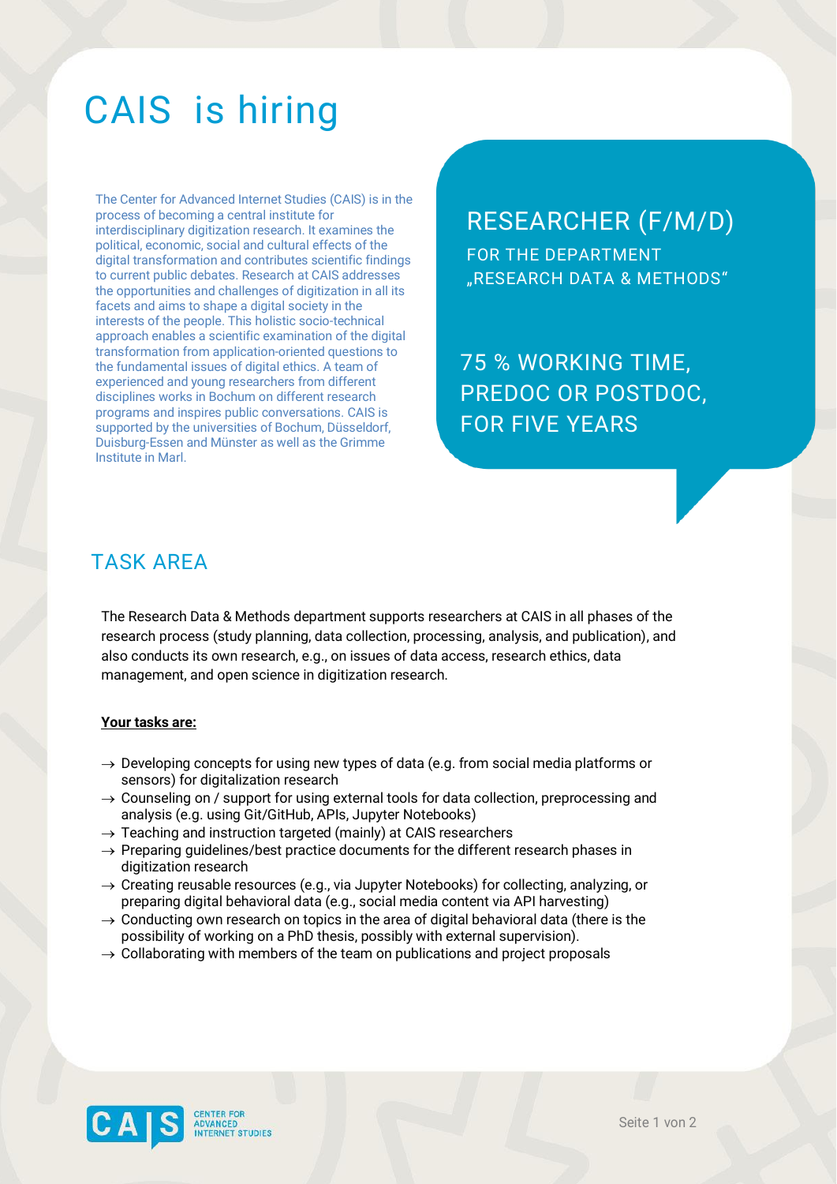# CAIS is hiring

The Center for Advanced Internet Studies (CAIS) is in the process of becoming a central institute for interdisciplinary digitization research. It examines the political, economic, social and cultural effects of the digital transformation and contributes scientific findings to current public debates. Research at CAIS addresses the opportunities and challenges of digitization in all its facets and aims to shape a digital society in the interests of the people. This holistic socio-technical approach enables a scientific examination of the digital transformation from application-oriented questions to the fundamental issues of digital ethics. A team of experienced and young researchers from different disciplines works in Bochum on different research programs and inspires public conversations. CAIS is supported by the universities of Bochum, Düsseldorf, Duisburg-Essen and Münster as well as the Grimme Institute in Marl.

## RESEARCHER (F/M/D)

FOR THE DEPARTMENT „RESEARCH DATA & METHODS“

75 % WORKING TIME, PREDOC OR POSTDOC, FOR FIVE YEARS

## TASK AREA

The Research Data & Methods department supports researchers at CAIS in all phases of the research process (study planning, data collection, processing, analysis, and publication), and also conducts its own research, e.g., on issues of data access, research ethics, data management, and open science in digitization research.

**Your tasks are:**

- → Developing concepts for using new types of data (e.g. from social media platforms or sensors) for digitalization research
- → Counseling on / support for using external tools for data collection, preprocessing and analysis (e.g. using Git/GitHub, APIs, Jupyter Notebooks)
- → Teaching and instruction targeted (mainly) at CAIS researchers
- → Preparing guidelines/best practice documents for the different research phases in digitization research
- → Creating reusable resources (e.g., via Jupyter Notebooks) for collecting, analyzing, or preparing digital behavioral data (e.g., social media content via API harvesting)
- → Conducting own research on topics in the area of digital behavioral data (there is the possibility of working on a PhD thesis, possibly with external supervision).
- → Collaborating with members of the team on publications and project proposals

CAIS CENTER FOR ADVANCED INTERNET STUDIES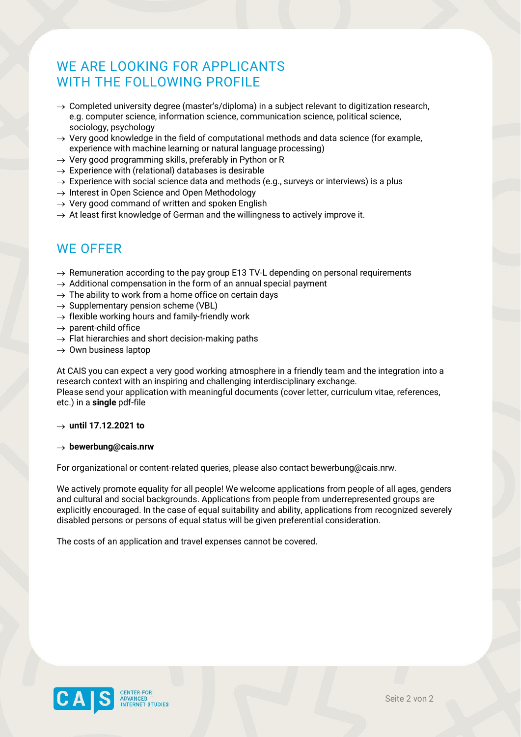## WE ARE LOOKING FOR APPLICANTS WITH THE FOLLOWING PROFILE

- → Completed university degree (master's/diploma) in a subject relevant to digitization research, e.g. computer science, information science, communication science, political science, sociology, psychology
- → Very good knowledge in the field of computational methods and data science (for example, experience with machine learning or natural language processing)
- → Very good programming skills, preferably in Python or R
- → Experience with (relational) databases is desirable
- → Experience with social science data and methods (e.g., surveys or interviews) is a plus
- → Interest in Open Science and Open Methodology
- → Very good command of written and spoken English
- → At least first knowledge of German and the willingness to actively improve it.

## WE OFFER

- → Remuneration according to the pay group E13 TV-L depending on personal requirements
- → Additional compensation in the form of an annual special payment
- → The ability to work from a home office on certain days
- → Supplementary pension scheme (VBL)
- → flexible working hours and family-friendly work
- → parent-child office
- → Flat hierarchies and short decision-making paths
- → Own business laptop

At CAIS you can expect a very good working atmosphere in a friendly team and the integration into a research context with an inspiring and challenging interdisciplinary exchange.
Please send your application with meaningful documents (cover letter, curriculum vitae, references, etc.) in a **single** pdf-file

→ **until 17.12.2021 to**

→ **bewerbung@cais.nrw**

For organizational or content-related queries, please also contact bewerbung@cais.nrw.

We actively promote equality for all people! We welcome applications from people of all ages, genders and cultural and social backgrounds. Applications from people from underrepresented groups are explicitly encouraged. In the case of equal suitability and ability, applications from recognized severely disabled persons or persons of equal status will be given preferential consideration.

The costs of an application and travel expenses cannot be covered.

CAIS CENTER FOR ADVANCED INTERNET STUDIES